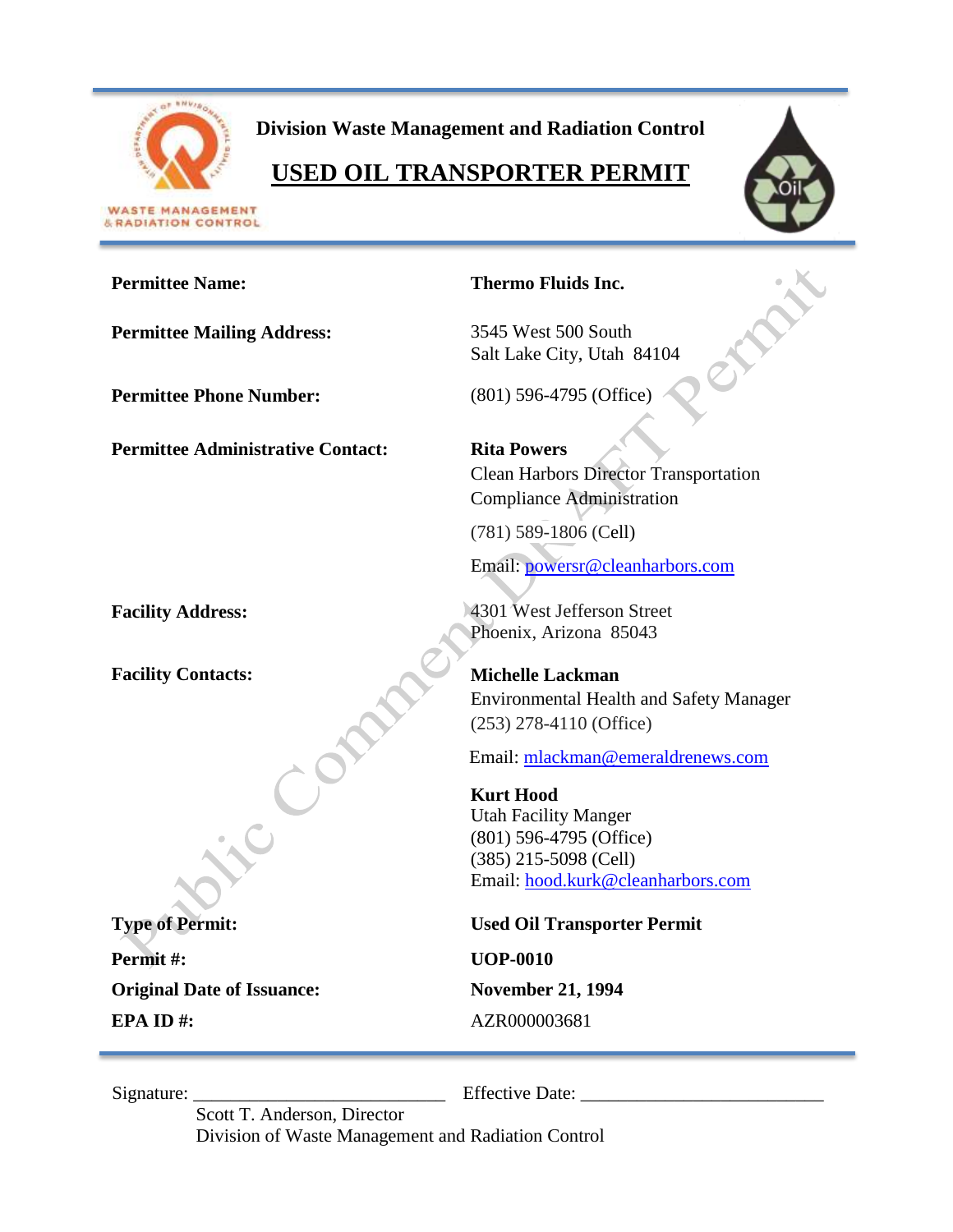WASTE MANAGEMENT & RADIATION CONTROL

**Division Waste Management and Radiation Control**

# USED OIL TRANSPORTER PERMIT

Public Comment DRAFT Permit

| | |
|---|---|
| **Permittee Name:** | **Thermo Fluids Inc.** |
| **Permittee Mailing Address:** | 3545 West 500 South<br>Salt Lake City, Utah 84104 |
| **Permittee Phone Number:** | (801) 596-4795 (Office) |
| **Permittee Administrative Contact:** | **Rita Powers**<br>Clean Harbors Director Transportation Compliance Administration<br>(781) 589-1806 (Cell)<br>Email: powersr@cleanharbors.com |
| **Facility Address:** | 4301 West Jefferson Street<br>Phoenix, Arizona 85043 |
| **Facility Contacts:** | **Michelle Lackman**<br>Environmental Health and Safety Manager<br>(253) 278-4110 (Office)<br>Email: mlackman@emeraldrenews.com<br><br>**Kurt Hood**<br>Utah Facility Manger<br>(801) 596-4795 (Office)<br>(385) 215-5098 (Cell)<br>Email: hood.kurk@cleanharbors.com |
| **Type of Permit:** | **Used Oil Transporter Permit** |
| **Permit #:** | **UOP-0010** |
| **Original Date of Issuance:** | **November 21, 1994** |
| **EPA ID #:** | AZR000003681 |

Signature: ___________________________ Effective Date: __________________________

Scott T. Anderson, Director
Division of Waste Management and Radiation Control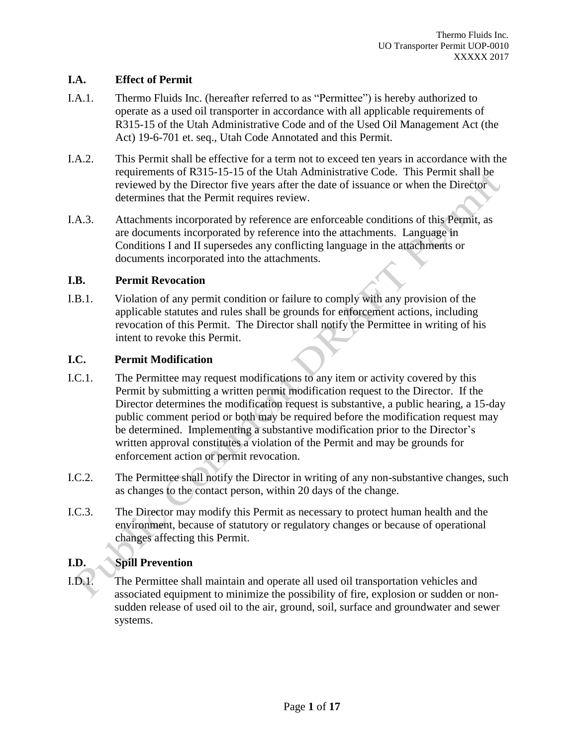## I.A. Effect of Permit

I.A.1. Thermo Fluids Inc. (hereafter referred to as "Permittee") is hereby authorized to operate as a used oil transporter in accordance with all applicable requirements of R315-15 of the Utah Administrative Code and of the Used Oil Management Act (the Act) 19-6-701 et. seq., Utah Code Annotated and this Permit.

I.A.2. This Permit shall be effective for a term not to exceed ten years in accordance with the requirements of R315-15-15 of the Utah Administrative Code. This Permit shall be reviewed by the Director five years after the date of issuance or when the Director determines that the Permit requires review.

I.A.3. Attachments incorporated by reference are enforceable conditions of this Permit, as are documents incorporated by reference into the attachments. Language in Conditions I and II supersedes any conflicting language in the attachments or documents incorporated into the attachments.

## I.B. Permit Revocation

I.B.1. Violation of any permit condition or failure to comply with any provision of the applicable statutes and rules shall be grounds for enforcement actions, including revocation of this Permit. The Director shall notify the Permittee in writing of his intent to revoke this Permit.

## I.C. Permit Modification

I.C.1. The Permittee may request modifications to any item or activity covered by this Permit by submitting a written permit modification request to the Director. If the Director determines the modification request is substantive, a public hearing, a 15-day public comment period or both may be required before the modification request may be determined. Implementing a substantive modification prior to the Director's written approval constitutes a violation of the Permit and may be grounds for enforcement action or permit revocation.

I.C.2. The Permittee shall notify the Director in writing of any non-substantive changes, such as changes to the contact person, within 20 days of the change.

I.C.3. The Director may modify this Permit as necessary to protect human health and the environment, because of statutory or regulatory changes or because of operational changes affecting this Permit.

## I.D. Spill Prevention

I.D.1. The Permittee shall maintain and operate all used oil transportation vehicles and associated equipment to minimize the possibility of fire, explosion or sudden or non-sudden release of used oil to the air, ground, soil, surface and groundwater and sewer systems.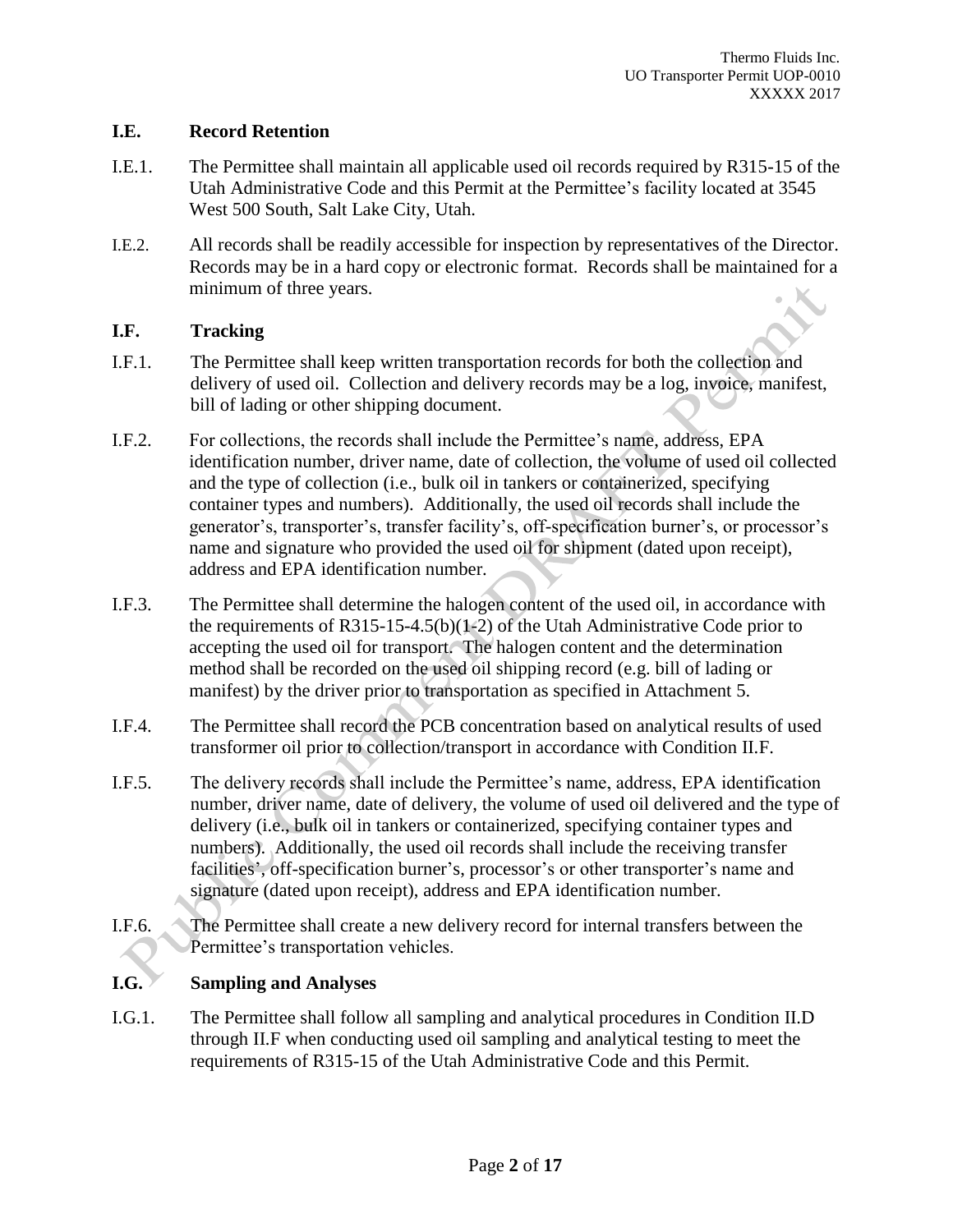### I.E. Record Retention

I.E.1. The Permittee shall maintain all applicable used oil records required by R315-15 of the Utah Administrative Code and this Permit at the Permittee's facility located at 3545 West 500 South, Salt Lake City, Utah.

I.E.2. All records shall be readily accessible for inspection by representatives of the Director. Records may be in a hard copy or electronic format. Records shall be maintained for a minimum of three years.

### I.F. Tracking

I.F.1. The Permittee shall keep written transportation records for both the collection and delivery of used oil. Collection and delivery records may be a log, invoice, manifest, bill of lading or other shipping document.

I.F.2. For collections, the records shall include the Permittee's name, address, EPA identification number, driver name, date of collection, the volume of used oil collected and the type of collection (i.e., bulk oil in tankers or containerized, specifying container types and numbers). Additionally, the used oil records shall include the generator's, transporter's, transfer facility's, off-specification burner's, or processor's name and signature who provided the used oil for shipment (dated upon receipt), address and EPA identification number.

I.F.3. The Permittee shall determine the halogen content of the used oil, in accordance with the requirements of R315-15-4.5(b)(1-2) of the Utah Administrative Code prior to accepting the used oil for transport. The halogen content and the determination method shall be recorded on the used oil shipping record (e.g. bill of lading or manifest) by the driver prior to transportation as specified in Attachment 5.

I.F.4. The Permittee shall record the PCB concentration based on analytical results of used transformer oil prior to collection/transport in accordance with Condition II.F.

I.F.5. The delivery records shall include the Permittee's name, address, EPA identification number, driver name, date of delivery, the volume of used oil delivered and the type of delivery (i.e., bulk oil in tankers or containerized, specifying container types and numbers). Additionally, the used oil records shall include the receiving transfer facilities', off-specification burner's, processor's or other transporter's name and signature (dated upon receipt), address and EPA identification number.

I.F.6. The Permittee shall create a new delivery record for internal transfers between the Permittee's transportation vehicles.

### I.G. Sampling and Analyses

I.G.1. The Permittee shall follow all sampling and analytical procedures in Condition II.D through II.F when conducting used oil sampling and analytical testing to meet the requirements of R315-15 of the Utah Administrative Code and this Permit.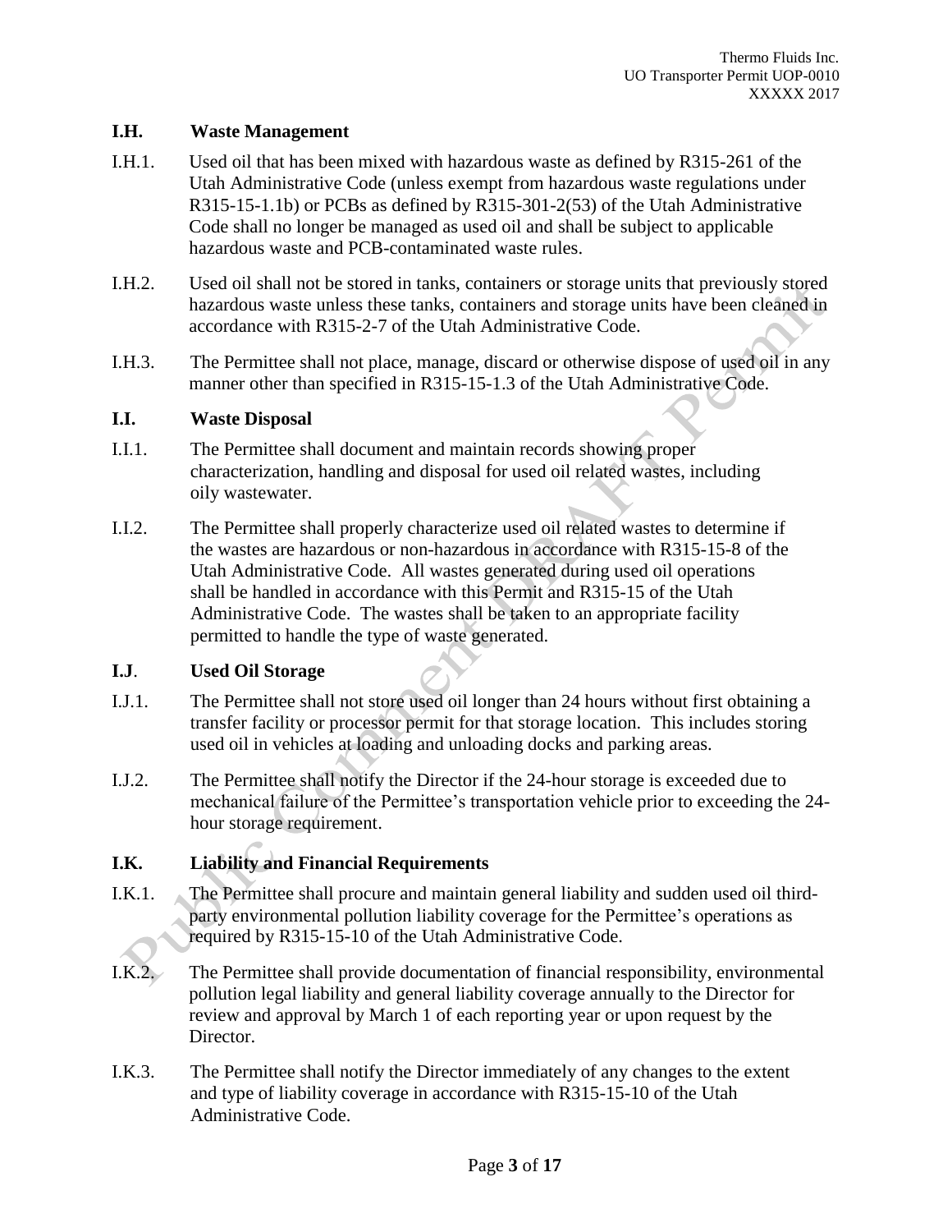### I.H. Waste Management

I.H.1. Used oil that has been mixed with hazardous waste as defined by R315-261 of the Utah Administrative Code (unless exempt from hazardous waste regulations under R315-15-1.1b) or PCBs as defined by R315-301-2(53) of the Utah Administrative Code shall no longer be managed as used oil and shall be subject to applicable hazardous waste and PCB-contaminated waste rules.

I.H.2. Used oil shall not be stored in tanks, containers or storage units that previously stored hazardous waste unless these tanks, containers and storage units have been cleaned in accordance with R315-2-7 of the Utah Administrative Code.

I.H.3. The Permittee shall not place, manage, discard or otherwise dispose of used oil in any manner other than specified in R315-15-1.3 of the Utah Administrative Code.

### I.I. Waste Disposal

I.I.1. The Permittee shall document and maintain records showing proper characterization, handling and disposal for used oil related wastes, including oily wastewater.

I.I.2. The Permittee shall properly characterize used oil related wastes to determine if the wastes are hazardous or non-hazardous in accordance with R315-15-8 of the Utah Administrative Code. All wastes generated during used oil operations shall be handled in accordance with this Permit and R315-15 of the Utah Administrative Code. The wastes shall be taken to an appropriate facility permitted to handle the type of waste generated.

### I.J. Used Oil Storage

I.J.1. The Permittee shall not store used oil longer than 24 hours without first obtaining a transfer facility or processor permit for that storage location. This includes storing used oil in vehicles at loading and unloading docks and parking areas.

I.J.2. The Permittee shall notify the Director if the 24-hour storage is exceeded due to mechanical failure of the Permittee's transportation vehicle prior to exceeding the 24-hour storage requirement.

### I.K. Liability and Financial Requirements

I.K.1. The Permittee shall procure and maintain general liability and sudden used oil third-party environmental pollution liability coverage for the Permittee's operations as required by R315-15-10 of the Utah Administrative Code.

I.K.2. The Permittee shall provide documentation of financial responsibility, environmental pollution legal liability and general liability coverage annually to the Director for review and approval by March 1 of each reporting year or upon request by the Director.

I.K.3. The Permittee shall notify the Director immediately of any changes to the extent and type of liability coverage in accordance with R315-15-10 of the Utah Administrative Code.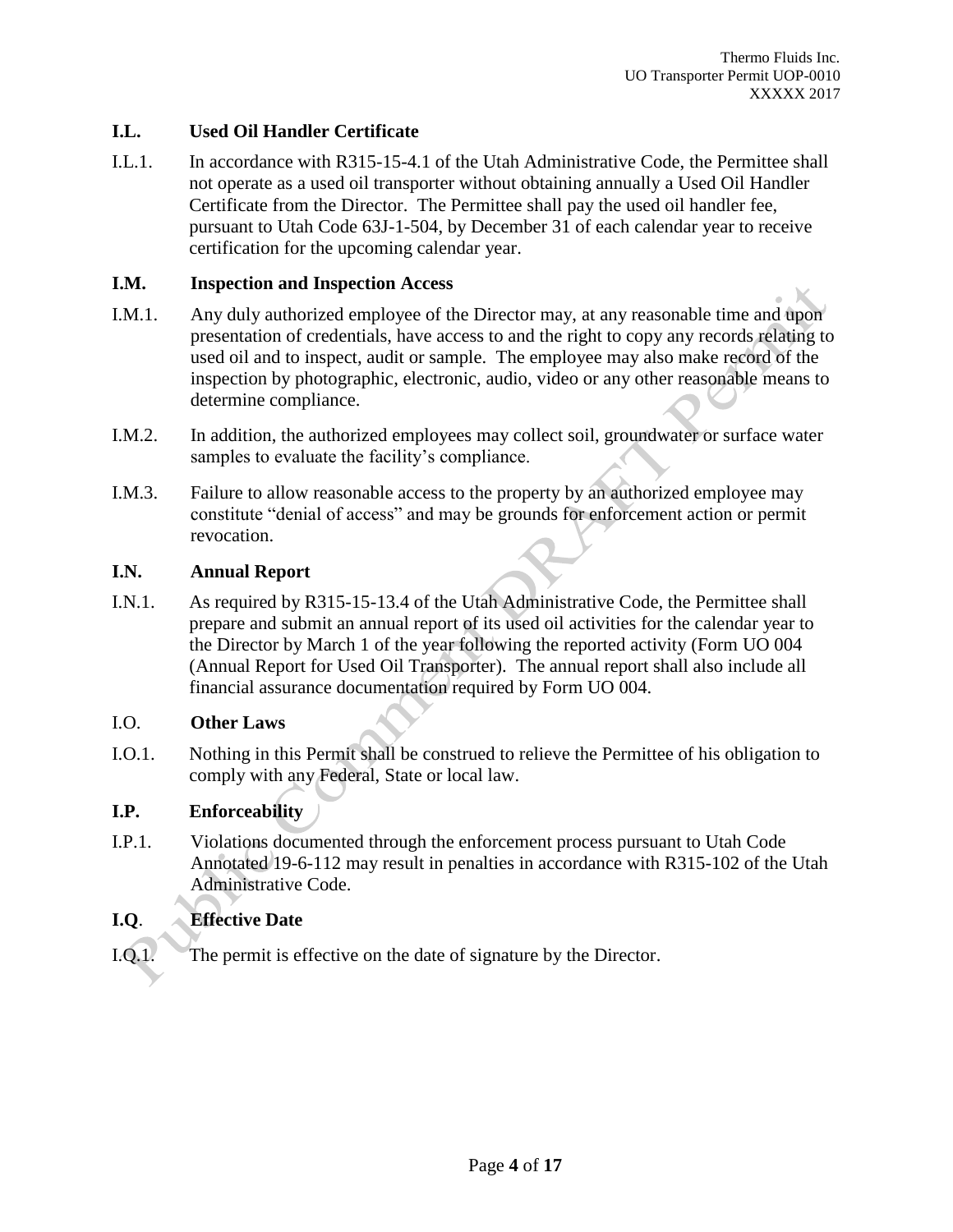### I.L. Used Oil Handler Certificate

I.L.1. In accordance with R315-15-4.1 of the Utah Administrative Code, the Permittee shall not operate as a used oil transporter without obtaining annually a Used Oil Handler Certificate from the Director. The Permittee shall pay the used oil handler fee, pursuant to Utah Code 63J-1-504, by December 31 of each calendar year to receive certification for the upcoming calendar year.

### I.M. Inspection and Inspection Access

I.M.1. Any duly authorized employee of the Director may, at any reasonable time and upon presentation of credentials, have access to and the right to copy any records relating to used oil and to inspect, audit or sample. The employee may also make record of the inspection by photographic, electronic, audio, video or any other reasonable means to determine compliance.

I.M.2. In addition, the authorized employees may collect soil, groundwater or surface water samples to evaluate the facility's compliance.

I.M.3. Failure to allow reasonable access to the property by an authorized employee may constitute "denial of access" and may be grounds for enforcement action or permit revocation.

### I.N. Annual Report

I.N.1. As required by R315-15-13.4 of the Utah Administrative Code, the Permittee shall prepare and submit an annual report of its used oil activities for the calendar year to the Director by March 1 of the year following the reported activity (Form UO 004 (Annual Report for Used Oil Transporter). The annual report shall also include all financial assurance documentation required by Form UO 004.

### I.O. Other Laws

I.O.1. Nothing in this Permit shall be construed to relieve the Permittee of his obligation to comply with any Federal, State or local law.

### I.P. Enforceability

I.P.1. Violations documented through the enforcement process pursuant to Utah Code Annotated 19-6-112 may result in penalties in accordance with R315-102 of the Utah Administrative Code.

### I.Q. Effective Date

I.Q.1. The permit is effective on the date of signature by the Director.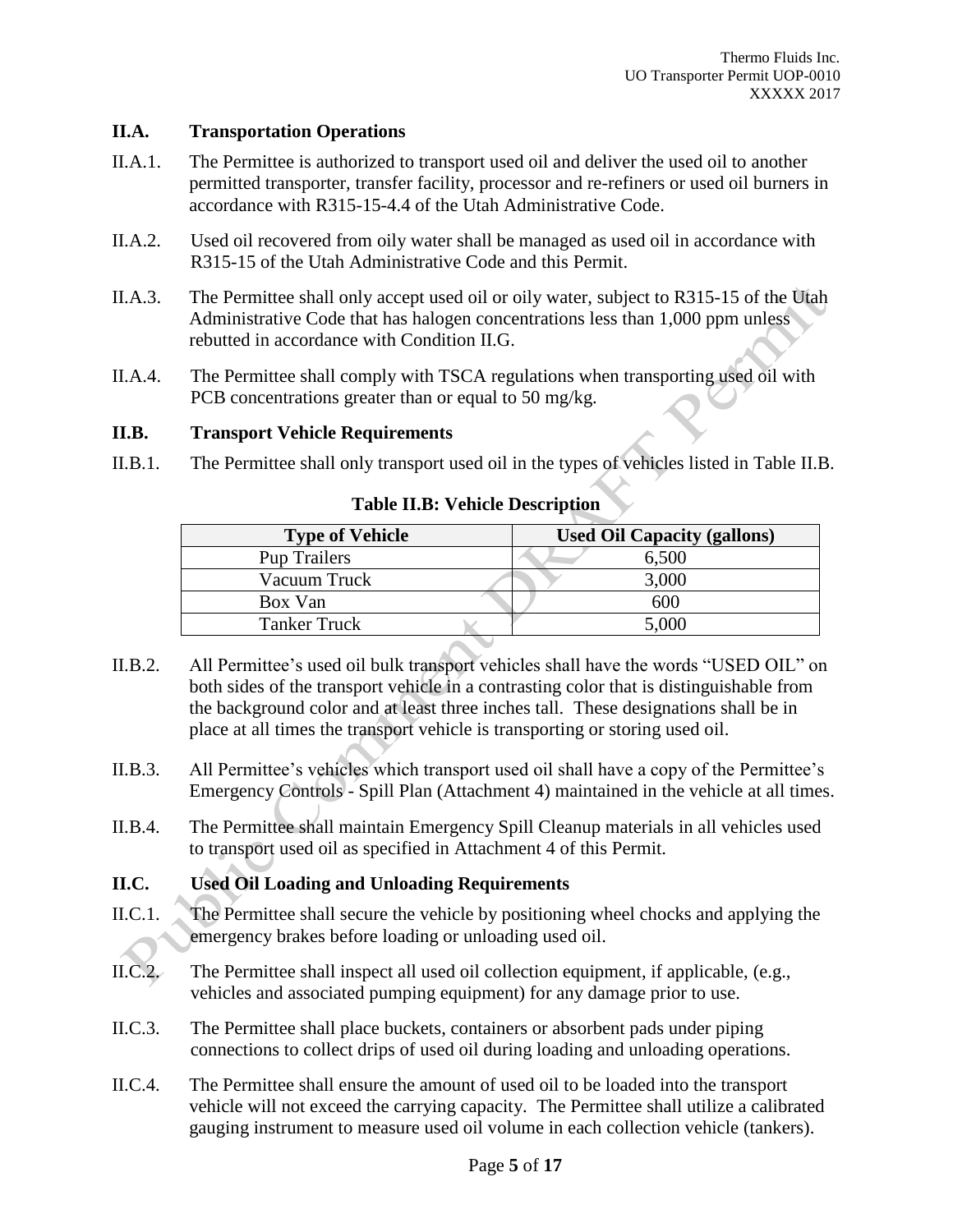## II.A. Transportation Operations

II.A.1. The Permittee is authorized to transport used oil and deliver the used oil to another permitted transporter, transfer facility, processor and re-refiners or used oil burners in accordance with R315-15-4.4 of the Utah Administrative Code.

II.A.2. Used oil recovered from oily water shall be managed as used oil in accordance with R315-15 of the Utah Administrative Code and this Permit.

II.A.3. The Permittee shall only accept used oil or oily water, subject to R315-15 of the Utah Administrative Code that has halogen concentrations less than 1,000 ppm unless rebutted in accordance with Condition II.G.

II.A.4. The Permittee shall comply with TSCA regulations when transporting used oil with PCB concentrations greater than or equal to 50 mg/kg.

## II.B. Transport Vehicle Requirements

II.B.1. The Permittee shall only transport used oil in the types of vehicles listed in Table II.B.

**Table II.B: Vehicle Description**

| Type of Vehicle | Used Oil Capacity (gallons) |
|---|---|
| Pup Trailers | 6,500 |
| Vacuum Truck | 3,000 |
| Box Van | 600 |
| Tanker Truck | 5,000 |

II.B.2. All Permittee's used oil bulk transport vehicles shall have the words "USED OIL" on both sides of the transport vehicle in a contrasting color that is distinguishable from the background color and at least three inches tall. These designations shall be in place at all times the transport vehicle is transporting or storing used oil.

II.B.3. All Permittee's vehicles which transport used oil shall have a copy of the Permittee's Emergency Controls - Spill Plan (Attachment 4) maintained in the vehicle at all times.

II.B.4. The Permittee shall maintain Emergency Spill Cleanup materials in all vehicles used to transport used oil as specified in Attachment 4 of this Permit.

## II.C. Used Oil Loading and Unloading Requirements

II.C.1. The Permittee shall secure the vehicle by positioning wheel chocks and applying the emergency brakes before loading or unloading used oil.

II.C.2. The Permittee shall inspect all used oil collection equipment, if applicable, (e.g., vehicles and associated pumping equipment) for any damage prior to use.

II.C.3. The Permittee shall place buckets, containers or absorbent pads under piping connections to collect drips of used oil during loading and unloading operations.

II.C.4. The Permittee shall ensure the amount of used oil to be loaded into the transport vehicle will not exceed the carrying capacity. The Permittee shall utilize a calibrated gauging instrument to measure used oil volume in each collection vehicle (tankers).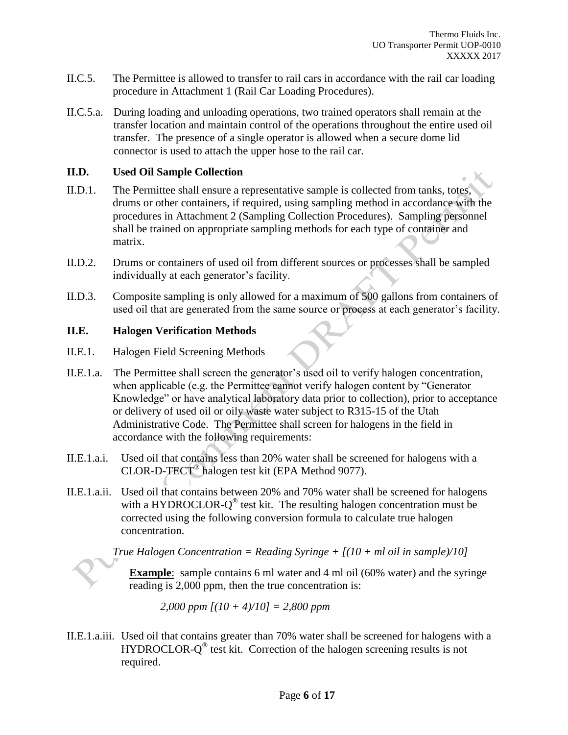II.C.5. The Permittee is allowed to transfer to rail cars in accordance with the rail car loading procedure in Attachment 1 (Rail Car Loading Procedures).

II.C.5.a. During loading and unloading operations, two trained operators shall remain at the transfer location and maintain control of the operations throughout the entire used oil transfer. The presence of a single operator is allowed when a secure dome lid connector is used to attach the upper hose to the rail car.

**II.D. Used Oil Sample Collection**

II.D.1. The Permittee shall ensure a representative sample is collected from tanks, totes, drums or other containers, if required, using sampling method in accordance with the procedures in Attachment 2 (Sampling Collection Procedures). Sampling personnel shall be trained on appropriate sampling methods for each type of container and matrix.

II.D.2. Drums or containers of used oil from different sources or processes shall be sampled individually at each generator's facility.

II.D.3. Composite sampling is only allowed for a maximum of 500 gallons from containers of used oil that are generated from the same source or process at each generator's facility.

**II.E. Halogen Verification Methods**

II.E.1. Halogen Field Screening Methods

II.E.1.a. The Permittee shall screen the generator's used oil to verify halogen concentration, when applicable (e.g. the Permittee cannot verify halogen content by "Generator Knowledge" or have analytical laboratory data prior to collection), prior to acceptance or delivery of used oil or oily waste water subject to R315-15 of the Utah Administrative Code. The Permittee shall screen for halogens in the field in accordance with the following requirements:

II.E.1.a.i. Used oil that contains less than 20% water shall be screened for halogens with a CLOR-D-TECT® halogen test kit (EPA Method 9077).

II.E.1.a.ii. Used oil that contains between 20% and 70% water shall be screened for halogens with a HYDROCLOR-Q® test kit. The resulting halogen concentration must be corrected using the following conversion formula to calculate true halogen concentration.

*True Halogen Concentration = Reading Syringe + [(10 + ml oil in sample)/10]*

**Example**: sample contains 6 ml water and 4 ml oil (60% water) and the syringe reading is 2,000 ppm, then the true concentration is:

*2,000 ppm [(10 + 4)/10] = 2,800 ppm*

II.E.1.a.iii. Used oil that contains greater than 70% water shall be screened for halogens with a HYDROCLOR-Q® test kit. Correction of the halogen screening results is not required.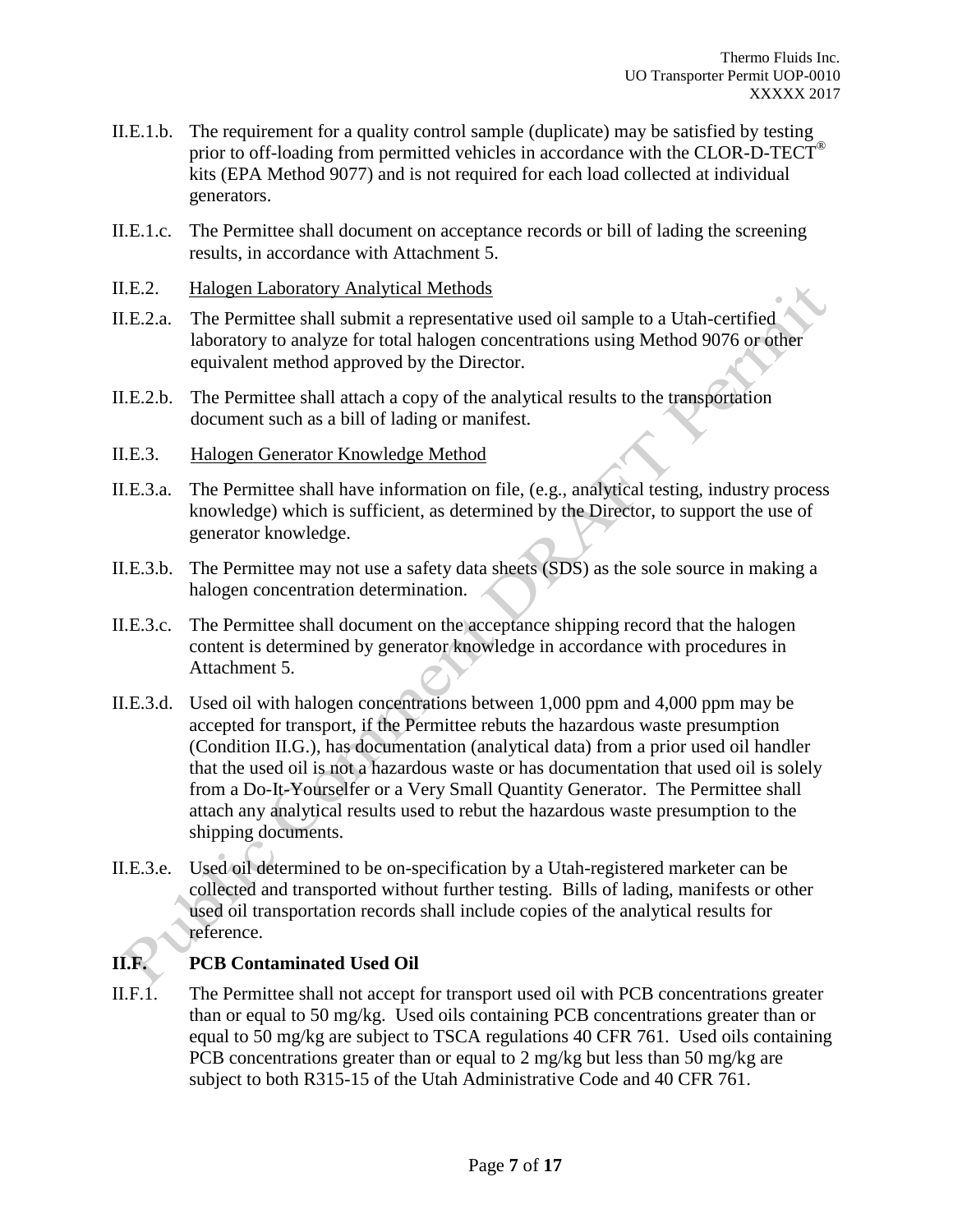II.E.1.b. The requirement for a quality control sample (duplicate) may be satisfied by testing prior to off-loading from permitted vehicles in accordance with the CLOR-D-TECT® kits (EPA Method 9077) and is not required for each load collected at individual generators.

II.E.1.c. The Permittee shall document on acceptance records or bill of lading the screening results, in accordance with Attachment 5.

II.E.2. Halogen Laboratory Analytical Methods

II.E.2.a. The Permittee shall submit a representative used oil sample to a Utah-certified laboratory to analyze for total halogen concentrations using Method 9076 or other equivalent method approved by the Director.

II.E.2.b. The Permittee shall attach a copy of the analytical results to the transportation document such as a bill of lading or manifest.

II.E.3. Halogen Generator Knowledge Method

II.E.3.a. The Permittee shall have information on file, (e.g., analytical testing, industry process knowledge) which is sufficient, as determined by the Director, to support the use of generator knowledge.

II.E.3.b. The Permittee may not use a safety data sheets (SDS) as the sole source in making a halogen concentration determination.

II.E.3.c. The Permittee shall document on the acceptance shipping record that the halogen content is determined by generator knowledge in accordance with procedures in Attachment 5.

II.E.3.d. Used oil with halogen concentrations between 1,000 ppm and 4,000 ppm may be accepted for transport, if the Permittee rebuts the hazardous waste presumption (Condition II.G.), has documentation (analytical data) from a prior used oil handler that the used oil is not a hazardous waste or has documentation that used oil is solely from a Do-It-Yourselfer or a Very Small Quantity Generator. The Permittee shall attach any analytical results used to rebut the hazardous waste presumption to the shipping documents.

II.E.3.e. Used oil determined to be on-specification by a Utah-registered marketer can be collected and transported without further testing. Bills of lading, manifests or other used oil transportation records shall include copies of the analytical results for reference.

## II.F. PCB Contaminated Used Oil

II.F.1. The Permittee shall not accept for transport used oil with PCB concentrations greater than or equal to 50 mg/kg. Used oils containing PCB concentrations greater than or equal to 50 mg/kg are subject to TSCA regulations 40 CFR 761. Used oils containing PCB concentrations greater than or equal to 2 mg/kg but less than 50 mg/kg are subject to both R315-15 of the Utah Administrative Code and 40 CFR 761.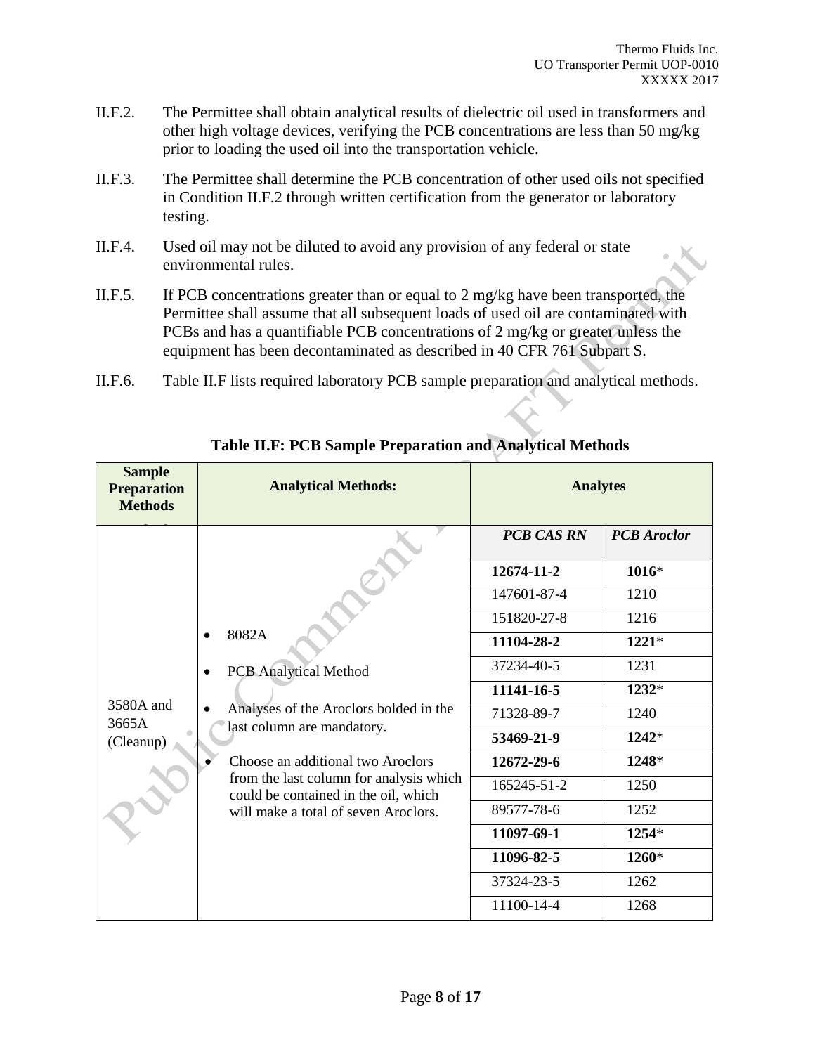II.F.2. The Permittee shall obtain analytical results of dielectric oil used in transformers and other high voltage devices, verifying the PCB concentrations are less than 50 mg/kg prior to loading the used oil into the transportation vehicle.

II.F.3. The Permittee shall determine the PCB concentration of other used oils not specified in Condition II.F.2 through written certification from the generator or laboratory testing.

II.F.4. Used oil may not be diluted to avoid any provision of any federal or state environmental rules.

II.F.5. If PCB concentrations greater than or equal to 2 mg/kg have been transported, the Permittee shall assume that all subsequent loads of used oil are contaminated with PCBs and has a quantifiable PCB concentrations of 2 mg/kg or greater unless the equipment has been decontaminated as described in 40 CFR 761 Subpart S.

II.F.6. Table II.F lists required laboratory PCB sample preparation and analytical methods.

**Table II.F: PCB Sample Preparation and Analytical Methods**

| **Sample Preparation Methods** | **Analytical Methods:** | **Analytes** | |
|---|---|---|---|
| | | ***PCB CAS RN*** | ***PCB Aroclor*** |
| 3580A and 3665A (Cleanup) | • 8082A<br>• PCB Analytical Method<br>• Analyses of the Aroclors bolded in the last column are mandatory.<br>• Choose an additional two Aroclors from the last column for analysis which could be contained in the oil, which will make a total of seven Aroclors. | **12674-11-2** | **1016*** |
| | | 147601-87-4 | 1210 |
| | | 151820-27-8 | 1216 |
| | | **11104-28-2** | **1221*** |
| | | 37234-40-5 | 1231 |
| | | **11141-16-5** | **1232*** |
| | | 71328-89-7 | 1240 |
| | | **53469-21-9** | **1242*** |
| | | **12672-29-6** | **1248*** |
| | | 165245-51-2 | 1250 |
| | | 89577-78-6 | 1252 |
| | | **11097-69-1** | **1254*** |
| | | **11096-82-5** | **1260*** |
| | | 37324-23-5 | 1262 |
| | | 11100-14-4 | 1268 |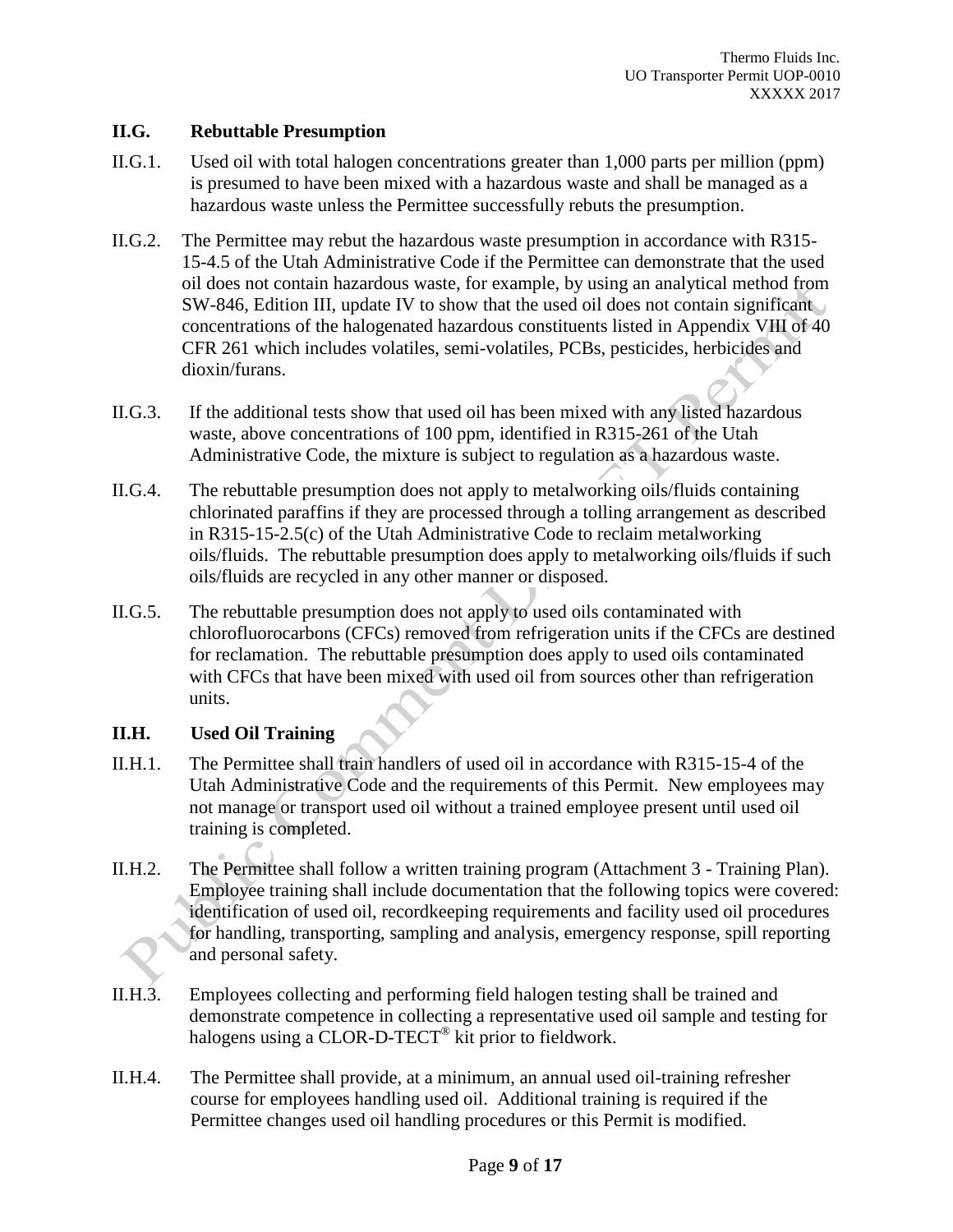## II.G. Rebuttable Presumption

II.G.1. Used oil with total halogen concentrations greater than 1,000 parts per million (ppm) is presumed to have been mixed with a hazardous waste and shall be managed as a hazardous waste unless the Permittee successfully rebuts the presumption.

II.G.2. The Permittee may rebut the hazardous waste presumption in accordance with R315-15-4.5 of the Utah Administrative Code if the Permittee can demonstrate that the used oil does not contain hazardous waste, for example, by using an analytical method from SW-846, Edition III, update IV to show that the used oil does not contain significant concentrations of the halogenated hazardous constituents listed in Appendix VIII of 40 CFR 261 which includes volatiles, semi-volatiles, PCBs, pesticides, herbicides and dioxin/furans.

II.G.3. If the additional tests show that used oil has been mixed with any listed hazardous waste, above concentrations of 100 ppm, identified in R315-261 of the Utah Administrative Code, the mixture is subject to regulation as a hazardous waste.

II.G.4. The rebuttable presumption does not apply to metalworking oils/fluids containing chlorinated paraffins if they are processed through a tolling arrangement as described in R315-15-2.5(c) of the Utah Administrative Code to reclaim metalworking oils/fluids. The rebuttable presumption does apply to metalworking oils/fluids if such oils/fluids are recycled in any other manner or disposed.

II.G.5. The rebuttable presumption does not apply to used oils contaminated with chlorofluorocarbons (CFCs) removed from refrigeration units if the CFCs are destined for reclamation. The rebuttable presumption does apply to used oils contaminated with CFCs that have been mixed with used oil from sources other than refrigeration units.

## II.H. Used Oil Training

II.H.1. The Permittee shall train handlers of used oil in accordance with R315-15-4 of the Utah Administrative Code and the requirements of this Permit. New employees may not manage or transport used oil without a trained employee present until used oil training is completed.

II.H.2. The Permittee shall follow a written training program (Attachment 3 - Training Plan). Employee training shall include documentation that the following topics were covered: identification of used oil, recordkeeping requirements and facility used oil procedures for handling, transporting, sampling and analysis, emergency response, spill reporting and personal safety.

II.H.3. Employees collecting and performing field halogen testing shall be trained and demonstrate competence in collecting a representative used oil sample and testing for halogens using a CLOR-D-TECT® kit prior to fieldwork.

II.H.4. The Permittee shall provide, at a minimum, an annual used oil-training refresher course for employees handling used oil. Additional training is required if the Permittee changes used oil handling procedures or this Permit is modified.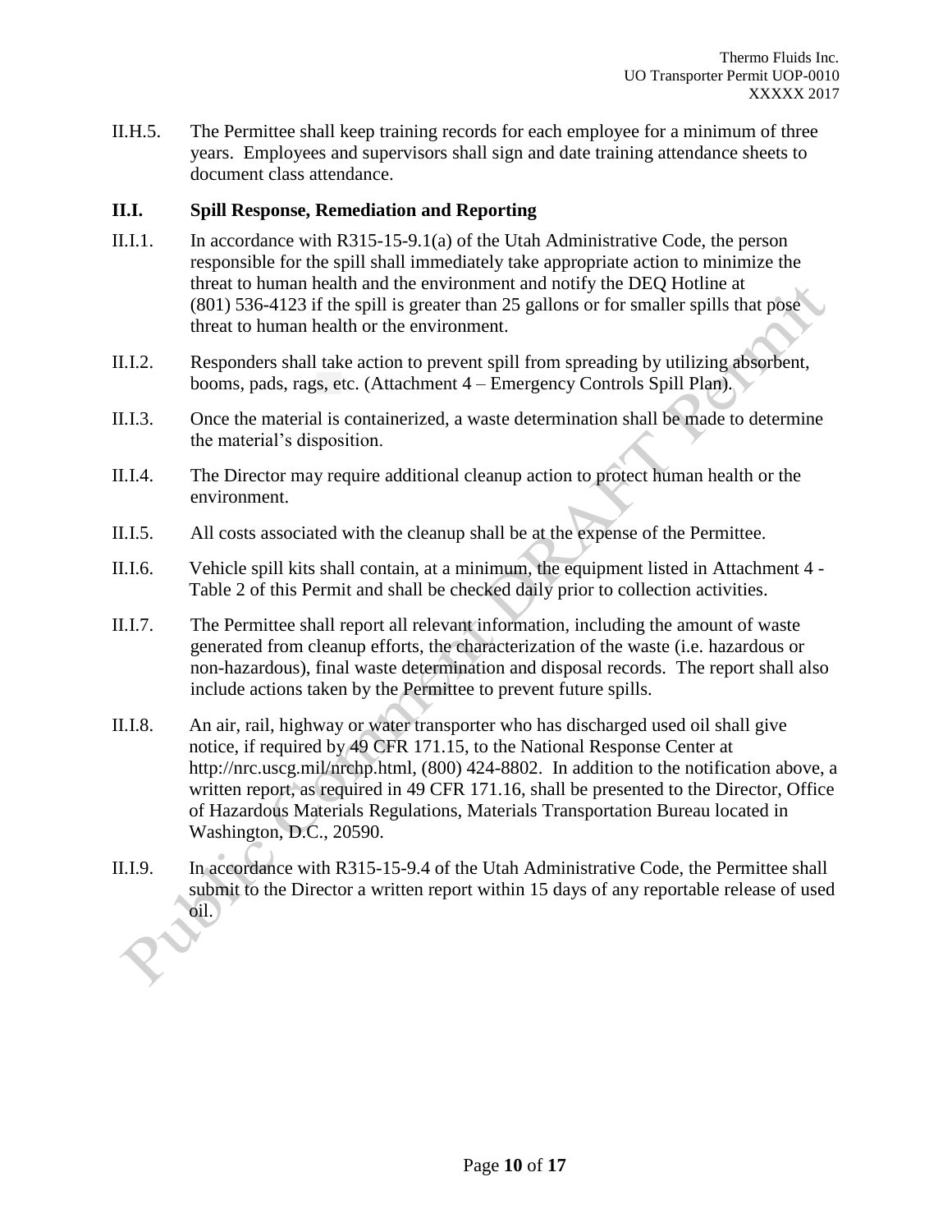II.H.5. The Permittee shall keep training records for each employee for a minimum of three years. Employees and supervisors shall sign and date training attendance sheets to document class attendance.

### II.I. Spill Response, Remediation and Reporting

II.I.1. In accordance with R315-15-9.1(a) of the Utah Administrative Code, the person responsible for the spill shall immediately take appropriate action to minimize the threat to human health and the environment and notify the DEQ Hotline at (801) 536-4123 if the spill is greater than 25 gallons or for smaller spills that pose threat to human health or the environment.

II.I.2. Responders shall take action to prevent spill from spreading by utilizing absorbent, booms, pads, rags, etc. (Attachment 4 – Emergency Controls Spill Plan).

II.I.3. Once the material is containerized, a waste determination shall be made to determine the material's disposition.

II.I.4. The Director may require additional cleanup action to protect human health or the environment.

II.I.5. All costs associated with the cleanup shall be at the expense of the Permittee.

II.I.6. Vehicle spill kits shall contain, at a minimum, the equipment listed in Attachment 4 - Table 2 of this Permit and shall be checked daily prior to collection activities.

II.I.7. The Permittee shall report all relevant information, including the amount of waste generated from cleanup efforts, the characterization of the waste (i.e. hazardous or non-hazardous), final waste determination and disposal records. The report shall also include actions taken by the Permittee to prevent future spills.

II.I.8. An air, rail, highway or water transporter who has discharged used oil shall give notice, if required by 49 CFR 171.15, to the National Response Center at http://nrc.uscg.mil/nrchp.html, (800) 424-8802. In addition to the notification above, a written report, as required in 49 CFR 171.16, shall be presented to the Director, Office of Hazardous Materials Regulations, Materials Transportation Bureau located in Washington, D.C., 20590.

II.I.9. In accordance with R315-15-9.4 of the Utah Administrative Code, the Permittee shall submit to the Director a written report within 15 days of any reportable release of used oil.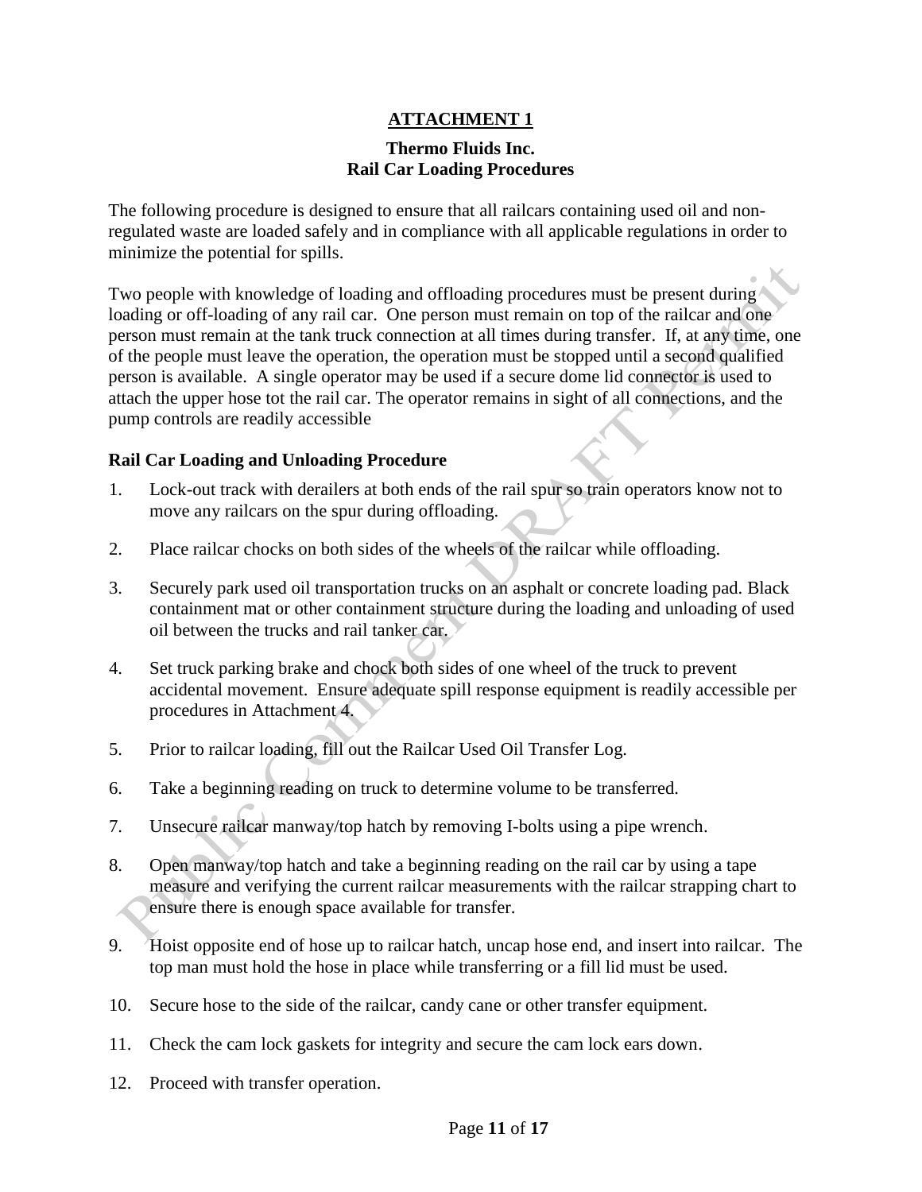## ATTACHMENT 1

### Thermo Fluids Inc.
### Rail Car Loading Procedures

The following procedure is designed to ensure that all railcars containing used oil and non-regulated waste are loaded safely and in compliance with all applicable regulations in order to minimize the potential for spills.

Two people with knowledge of loading and offloading procedures must be present during loading or off-loading of any rail car. One person must remain on top of the railcar and one person must remain at the tank truck connection at all times during transfer. If, at any time, one of the people must leave the operation, the operation must be stopped until a second qualified person is available. A single operator may be used if a secure dome lid connector is used to attach the upper hose tot the rail car. The operator remains in sight of all connections, and the pump controls are readily accessible

**Rail Car Loading and Unloading Procedure**

1. Lock-out track with derailers at both ends of the rail spur so train operators know not to move any railcars on the spur during offloading.
2. Place railcar chocks on both sides of the wheels of the railcar while offloading.
3. Securely park used oil transportation trucks on an asphalt or concrete loading pad. Black containment mat or other containment structure during the loading and unloading of used oil between the trucks and rail tanker car.
4. Set truck parking brake and chock both sides of one wheel of the truck to prevent accidental movement. Ensure adequate spill response equipment is readily accessible per procedures in Attachment 4.
5. Prior to railcar loading, fill out the Railcar Used Oil Transfer Log.
6. Take a beginning reading on truck to determine volume to be transferred.
7. Unsecure railcar manway/top hatch by removing I-bolts using a pipe wrench.
8. Open manway/top hatch and take a beginning reading on the rail car by using a tape measure and verifying the current railcar measurements with the railcar strapping chart to ensure there is enough space available for transfer.
9. Hoist opposite end of hose up to railcar hatch, uncap hose end, and insert into railcar. The top man must hold the hose in place while transferring or a fill lid must be used.
10. Secure hose to the side of the railcar, candy cane or other transfer equipment.
11. Check the cam lock gaskets for integrity and secure the cam lock ears down.
12. Proceed with transfer operation.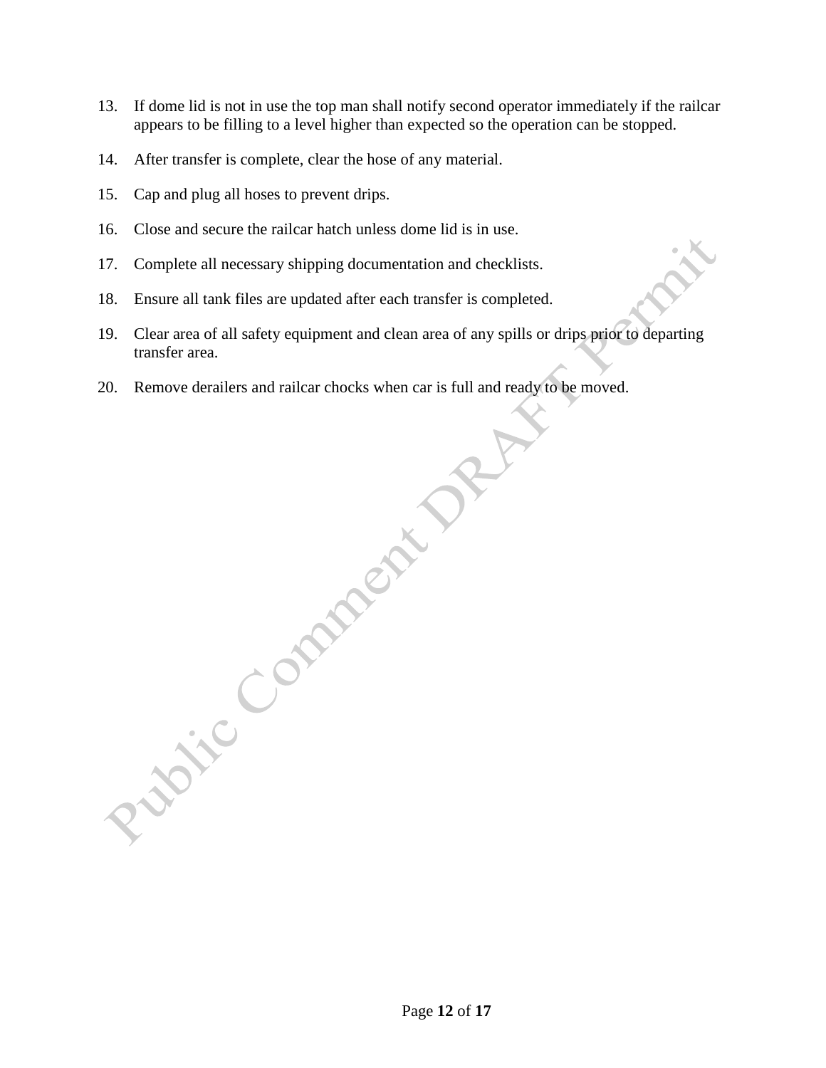13. If dome lid is not in use the top man shall notify second operator immediately if the railcar appears to be filling to a level higher than expected so the operation can be stopped.

14. After transfer is complete, clear the hose of any material.

15. Cap and plug all hoses to prevent drips.

16. Close and secure the railcar hatch unless dome lid is in use.

17. Complete all necessary shipping documentation and checklists.

18. Ensure all tank files are updated after each transfer is completed.

19. Clear area of all safety equipment and clean area of any spills or drips prior to departing transfer area.

20. Remove derailers and railcar chocks when car is full and ready to be moved.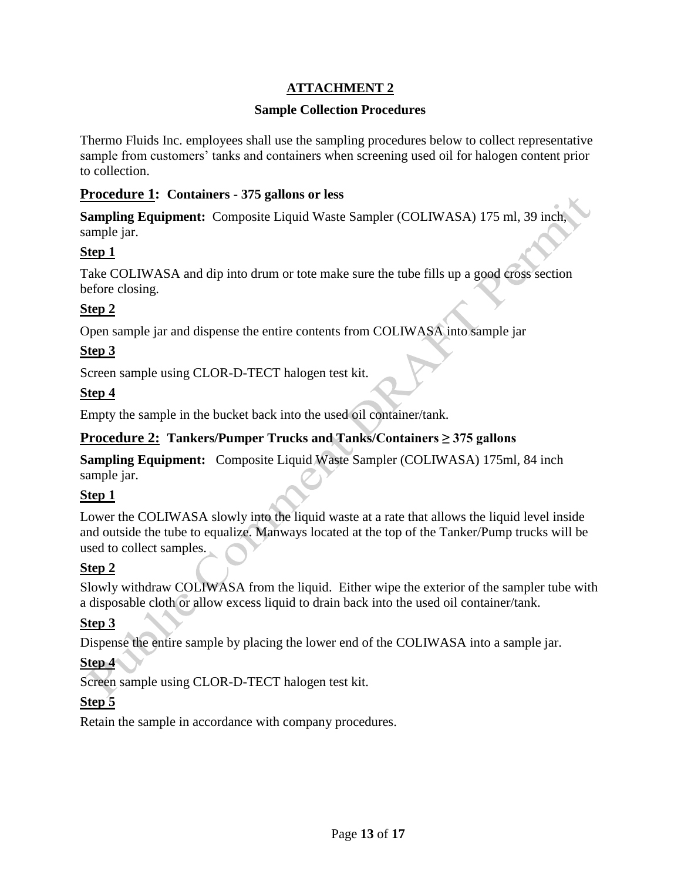## ATTACHMENT 2

### Sample Collection Procedures

Thermo Fluids Inc. employees shall use the sampling procedures below to collect representative sample from customers' tanks and containers when screening used oil for halogen content prior to collection.

## Procedure 1: Containers - 375 gallons or less

**Sampling Equipment:** Composite Liquid Waste Sampler (COLIWASA) 175 ml, 39 inch, sample jar.

**Step 1**

Take COLIWASA and dip into drum or tote make sure the tube fills up a good cross section before closing.

**Step 2**

Open sample jar and dispense the entire contents from COLIWASA into sample jar

**Step 3**

Screen sample using CLOR-D-TECT halogen test kit.

**Step 4**

Empty the sample in the bucket back into the used oil container/tank.

## Procedure 2: Tankers/Pumper Trucks and Tanks/Containers ≥ 375 gallons

**Sampling Equipment:** Composite Liquid Waste Sampler (COLIWASA) 175ml, 84 inch sample jar.

**Step 1**

Lower the COLIWASA slowly into the liquid waste at a rate that allows the liquid level inside and outside the tube to equalize. Manways located at the top of the Tanker/Pump trucks will be used to collect samples.

**Step 2**

Slowly withdraw COLIWASA from the liquid. Either wipe the exterior of the sampler tube with a disposable cloth or allow excess liquid to drain back into the used oil container/tank.

**Step 3**

Dispense the entire sample by placing the lower end of the COLIWASA into a sample jar.

**Step 4**

Screen sample using CLOR-D-TECT halogen test kit.

**Step 5**

Retain the sample in accordance with company procedures.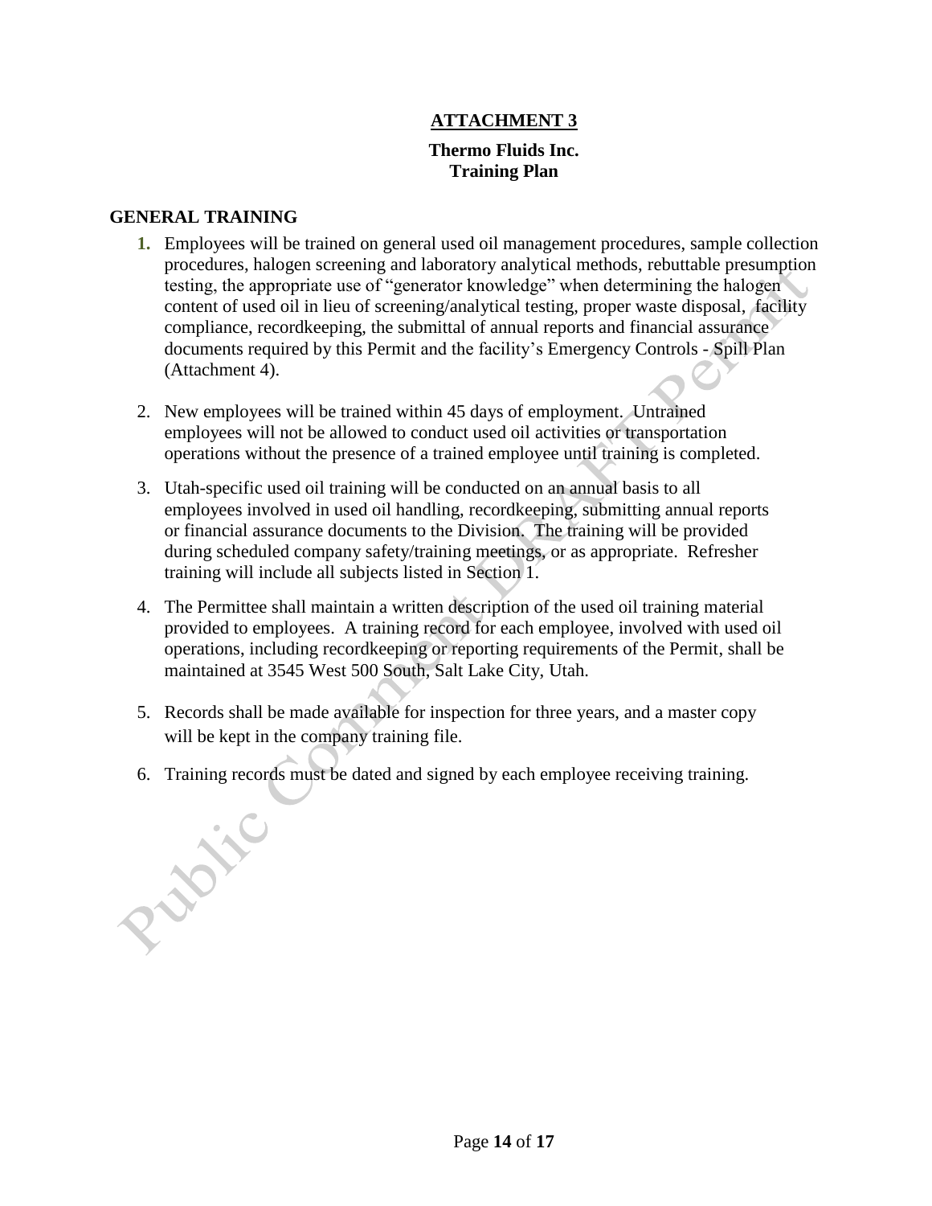## ATTACHMENT 3

### Thermo Fluids Inc.
### Training Plan

### GENERAL TRAINING

1. Employees will be trained on general used oil management procedures, sample collection procedures, halogen screening and laboratory analytical methods, rebuttable presumption testing, the appropriate use of "generator knowledge" when determining the halogen content of used oil in lieu of screening/analytical testing, proper waste disposal, facility compliance, recordkeeping, the submittal of annual reports and financial assurance documents required by this Permit and the facility's Emergency Controls - Spill Plan (Attachment 4).

2. New employees will be trained within 45 days of employment. Untrained employees will not be allowed to conduct used oil activities or transportation operations without the presence of a trained employee until training is completed.

3. Utah-specific used oil training will be conducted on an annual basis to all employees involved in used oil handling, recordkeeping, submitting annual reports or financial assurance documents to the Division. The training will be provided during scheduled company safety/training meetings, or as appropriate. Refresher training will include all subjects listed in Section 1.

4. The Permittee shall maintain a written description of the used oil training material provided to employees. A training record for each employee, involved with used oil operations, including recordkeeping or reporting requirements of the Permit, shall be maintained at 3545 West 500 South, Salt Lake City, Utah.

5. Records shall be made available for inspection for three years, and a master copy will be kept in the company training file.

6. Training records must be dated and signed by each employee receiving training.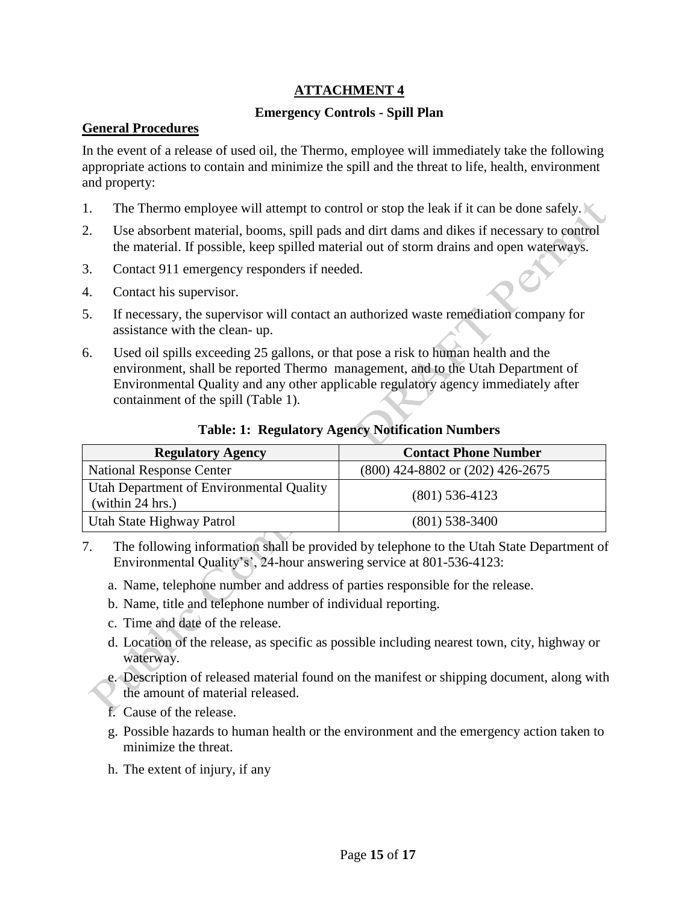# ATTACHMENT 4

## Emergency Controls - Spill Plan

### General Procedures

In the event of a release of used oil, the Thermo, employee will immediately take the following appropriate actions to contain and minimize the spill and the threat to life, health, environment and property:

1. The Thermo employee will attempt to control or stop the leak if it can be done safely.
2. Use absorbent material, booms, spill pads and dirt dams and dikes if necessary to control the material. If possible, keep spilled material out of storm drains and open waterways.
3. Contact 911 emergency responders if needed.
4. Contact his supervisor.
5. If necessary, the supervisor will contact an authorized waste remediation company for assistance with the clean- up.
6. Used oil spills exceeding 25 gallons, or that pose a risk to human health and the environment, shall be reported Thermo management, and to the Utah Department of Environmental Quality and any other applicable regulatory agency immediately after containment of the spill (Table 1).

**Table: 1: Regulatory Agency Notification Numbers**

| Regulatory Agency | Contact Phone Number |
| --- | --- |
| National Response Center | (800) 424-8802 or (202) 426-2675 |
| Utah Department of Environmental Quality (within 24 hrs.) | (801) 536-4123 |
| Utah State Highway Patrol | (801) 538-3400 |

7. The following information shall be provided by telephone to the Utah State Department of Environmental Quality's', 24-hour answering service at 801-536-4123:
   a. Name, telephone number and address of parties responsible for the release.
   b. Name, title and telephone number of individual reporting.
   c. Time and date of the release.
   d. Location of the release, as specific as possible including nearest town, city, highway or waterway.
   e. Description of released material found on the manifest or shipping document, along with the amount of material released.
   f. Cause of the release.
   g. Possible hazards to human health or the environment and the emergency action taken to minimize the threat.
   h. The extent of injury, if any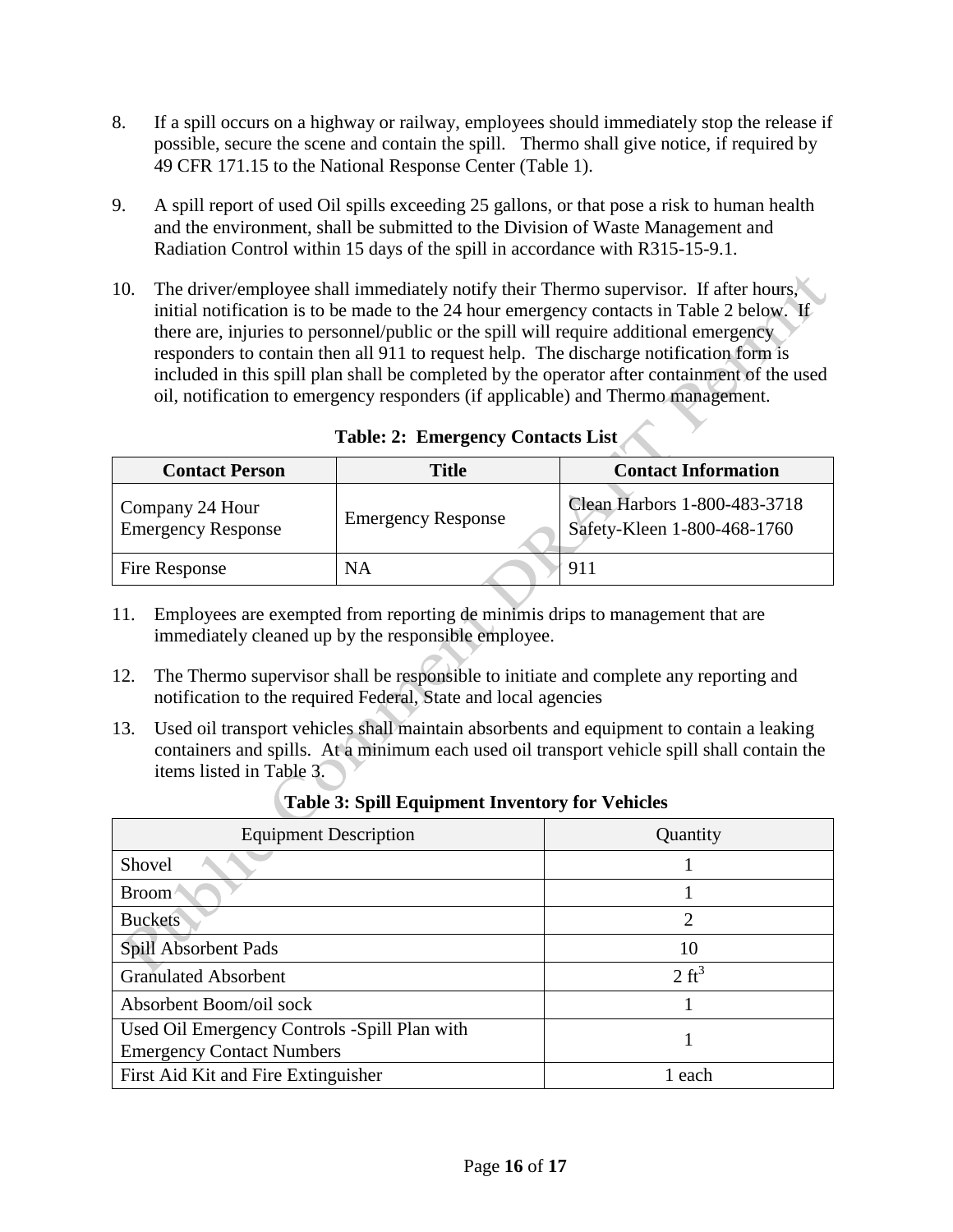8. If a spill occurs on a highway or railway, employees should immediately stop the release if possible, secure the scene and contain the spill. Thermo shall give notice, if required by 49 CFR 171.15 to the National Response Center (Table 1).

9. A spill report of used Oil spills exceeding 25 gallons, or that pose a risk to human health and the environment, shall be submitted to the Division of Waste Management and Radiation Control within 15 days of the spill in accordance with R315-15-9.1.

10. The driver/employee shall immediately notify their Thermo supervisor. If after hours, initial notification is to be made to the 24 hour emergency contacts in Table 2 below. If there are, injuries to personnel/public or the spill will require additional emergency responders to contain then all 911 to request help. The discharge notification form is included in this spill plan shall be completed by the operator after containment of the used oil, notification to emergency responders (if applicable) and Thermo management.

**Table: 2: Emergency Contacts List**

| Contact Person | Title | Contact Information |
|---|---|---|
| Company 24 Hour Emergency Response | Emergency Response | Clean Harbors 1-800-483-3718<br>Safety-Kleen 1-800-468-1760 |
| Fire Response | NA | 911 |

11. Employees are exempted from reporting de minimis drips to management that are immediately cleaned up by the responsible employee.

12. The Thermo supervisor shall be responsible to initiate and complete any reporting and notification to the required Federal, State and local agencies

13. Used oil transport vehicles shall maintain absorbents and equipment to contain a leaking containers and spills. At a minimum each used oil transport vehicle spill shall contain the items listed in Table 3.

**Table 3: Spill Equipment Inventory for Vehicles**

| Equipment Description | Quantity |
|---|---|
| Shovel | 1 |
| Broom | 1 |
| Buckets | 2 |
| Spill Absorbent Pads | 10 |
| Granulated Absorbent | 2 $ft^3$ |
| Absorbent Boom/oil sock | 1 |
| Used Oil Emergency Controls -Spill Plan with Emergency Contact Numbers | 1 |
| First Aid Kit and Fire Extinguisher | 1 each |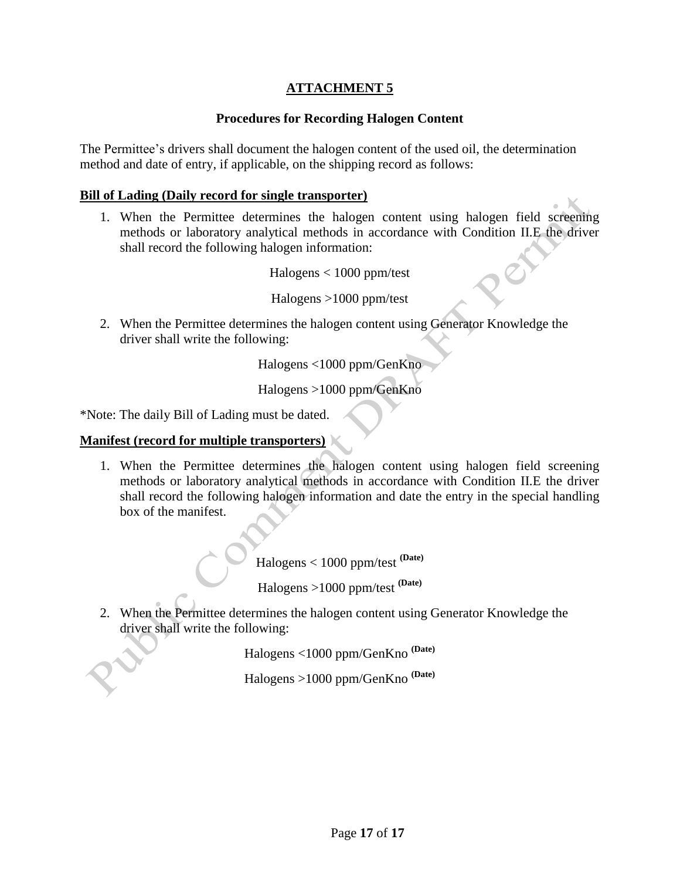# ATTACHMENT 5

## Procedures for Recording Halogen Content

The Permittee's drivers shall document the halogen content of the used oil, the determination method and date of entry, if applicable, on the shipping record as follows:

### Bill of Lading (Daily record for single transporter)

1. When the Permittee determines the halogen content using halogen field screening methods or laboratory analytical methods in accordance with Condition II.E the driver shall record the following halogen information:

   Halogens < 1000 ppm/test

   Halogens >1000 ppm/test

2. When the Permittee determines the halogen content using Generator Knowledge the driver shall write the following:

   Halogens <1000 ppm/GenKno

   Halogens >1000 ppm/GenKno

*Note: The daily Bill of Lading must be dated.

### Manifest (record for multiple transporters)

1. When the Permittee determines the halogen content using halogen field screening methods or laboratory analytical methods in accordance with Condition II.E the driver shall record the following halogen information and date the entry in the special handling box of the manifest.

   Halogens < 1000 ppm/test **(Date)**

   Halogens >1000 ppm/test **(Date)**

2. When the Permittee determines the halogen content using Generator Knowledge the driver shall write the following:

   Halogens <1000 ppm/GenKno **(Date)**

   Halogens >1000 ppm/GenKno **(Date)**